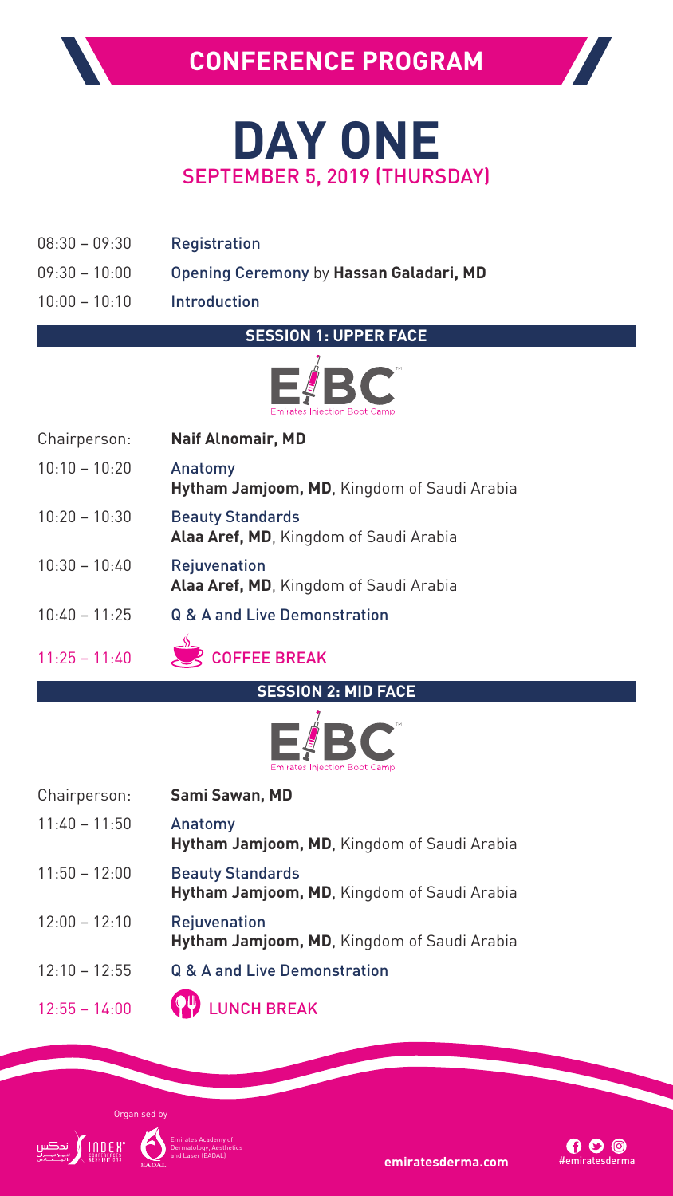# CONFERENCE PROGRAM

## DAY ONE
### SEPTEMBER 5, 2019 (THURSDAY)

| | |
|---|---|
| 08:30 – 09:30 | Registration |
| 09:30 – 10:00 | Opening Ceremony by **Hassan Galadari, MD** |
| 10:00 – 10:10 | Introduction |

### SESSION 1: UPPER FACE

EIBC Emirates Injection Boot Camp

| | |
|---|---|
| Chairperson: | **Naif Alnomair, MD** |
| 10:10 – 10:20 | Anatomy<br>**Hytham Jamjoom, MD**, Kingdom of Saudi Arabia |
| 10:20 – 10:30 | Beauty Standards<br>**Alaa Aref, MD**, Kingdom of Saudi Arabia |
| 10:30 – 10:40 | Rejuvenation<br>**Alaa Aref, MD**, Kingdom of Saudi Arabia |
| 10:40 – 11:25 | Q & A and Live Demonstration |
| 11:25 – 11:40 | COFFEE BREAK |

### SESSION 2: MID FACE

EIBC Emirates Injection Boot Camp

| | |
|---|---|
| Chairperson: | **Sami Sawan, MD** |
| 11:40 – 11:50 | Anatomy<br>**Hytham Jamjoom, MD**, Kingdom of Saudi Arabia |
| 11:50 – 12:00 | Beauty Standards<br>**Hytham Jamjoom, MD**, Kingdom of Saudi Arabia |
| 12:00 – 12:10 | Rejuvenation<br>**Hytham Jamjoom, MD**, Kingdom of Saudi Arabia |
| 12:10 – 12:55 | Q & A and Live Demonstration |
| 12:55 – 14:00 | LUNCH BREAK |

Organised by

INDEX Conferences & Exhibitions

Emirates Academy of Dermatology, Aesthetics and Laser (EADAL)

emiratesderma.com

#emiratesderma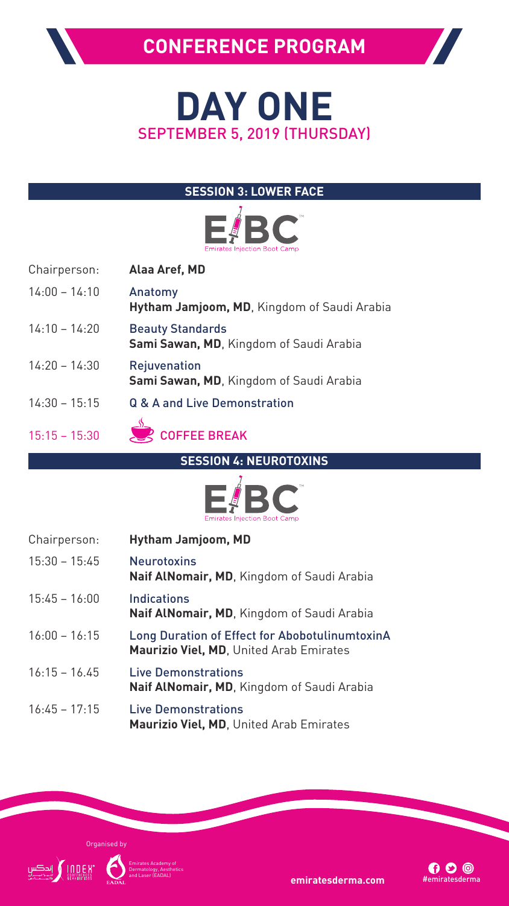# CONFERENCE PROGRAM

# DAY ONE
## SEPTEMBER 5, 2019 (THURSDAY)

### SESSION 3: LOWER FACE

Emirates Injection Boot Camp

| | |
|---|---|
| Chairperson: | **Alaa Aref, MD** |
| 14:00 – 14:10 | Anatomy<br>**Hytham Jamjoom, MD**, Kingdom of Saudi Arabia |
| 14:10 – 14:20 | Beauty Standards<br>**Sami Sawan, MD**, Kingdom of Saudi Arabia |
| 14:20 – 14:30 | Rejuvenation<br>**Sami Sawan, MD**, Kingdom of Saudi Arabia |
| 14:30 – 15:15 | Q & A and Live Demonstration |
| 15:15 – 15:30 | COFFEE BREAK |

### SESSION 4: NEUROTOXINS

Emirates Injection Boot Camp

| | |
|---|---|
| Chairperson: | **Hytham Jamjoom, MD** |
| 15:30 – 15:45 | Neurotoxins<br>**Naif AlNomair, MD**, Kingdom of Saudi Arabia |
| 15:45 – 16:00 | Indications<br>**Naif AlNomair, MD**, Kingdom of Saudi Arabia |
| 16:00 – 16:15 | Long Duration of Effect for AbobotulinumtoxinA<br>**Maurizio Viel, MD**, United Arab Emirates |
| 16:15 – 16.45 | Live Demonstrations<br>**Naif AlNomair, MD**, Kingdom of Saudi Arabia |
| 16:45 – 17:15 | Live Demonstrations<br>**Maurizio Viel, MD**, United Arab Emirates |

Organised by

Emirates Academy of Dermatology, Aesthetics and Laser (EADAL)

emiratesderma.com

#emiratesderma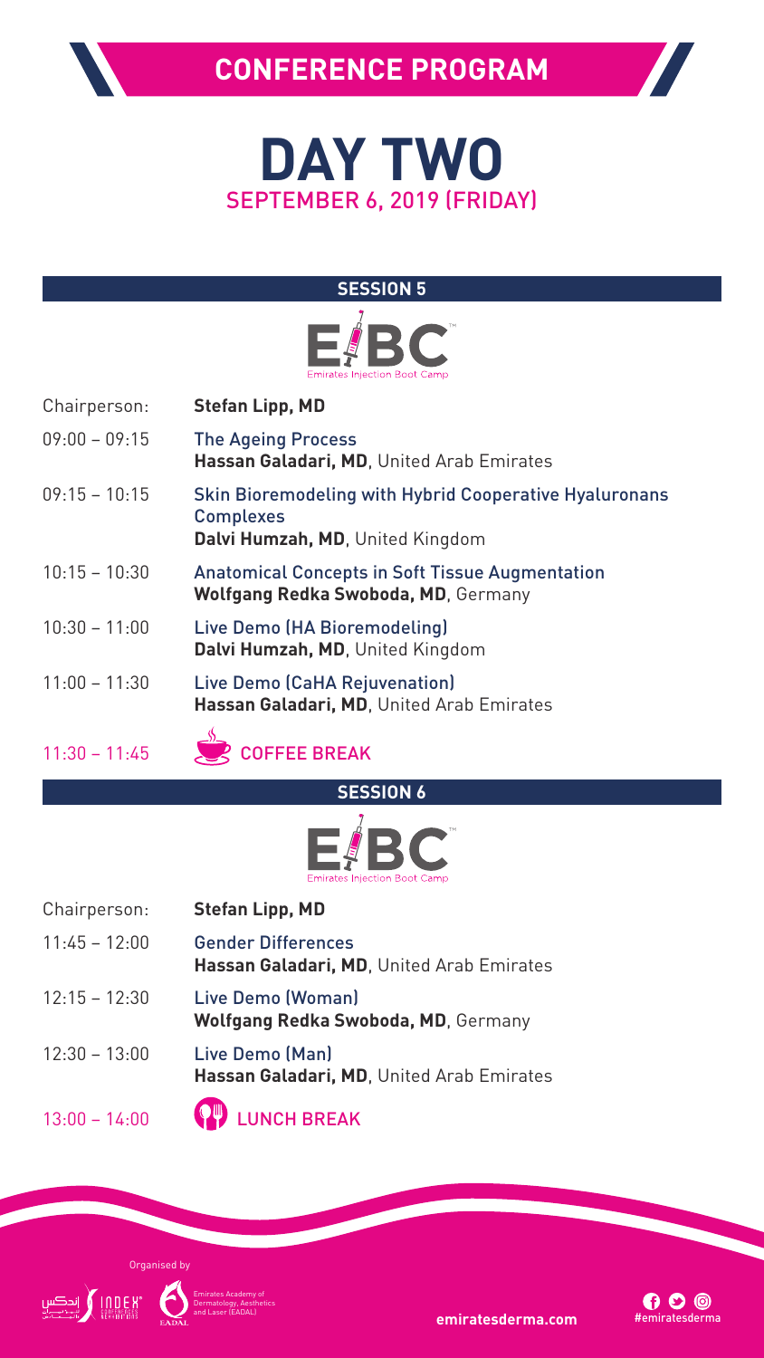# CONFERENCE PROGRAM

# DAY TWO

## SEPTEMBER 6, 2019 (FRIDAY)

### SESSION 5

EIBC — Emirates Injection Boot Camp

| | |
|---|---|
| Chairperson: | **Stefan Lipp, MD** |
| 09:00 – 09:15 | The Ageing Process<br>**Hassan Galadari, MD**, United Arab Emirates |
| 09:15 – 10:15 | Skin Bioremodeling with Hybrid Cooperative Hyaluronans Complexes<br>**Dalvi Humzah, MD**, United Kingdom |
| 10:15 – 10:30 | Anatomical Concepts in Soft Tissue Augmentation<br>**Wolfgang Redka Swoboda, MD**, Germany |
| 10:30 – 11:00 | Live Demo (HA Bioremodeling)<br>**Dalvi Humzah, MD**, United Kingdom |
| 11:00 – 11:30 | Live Demo (CaHA Rejuvenation)<br>**Hassan Galadari, MD**, United Arab Emirates |
| 11:30 – 11:45 | COFFEE BREAK |

### SESSION 6

EIBC — Emirates Injection Boot Camp

| | |
|---|---|
| Chairperson: | **Stefan Lipp, MD** |
| 11:45 – 12:00 | Gender Differences<br>**Hassan Galadari, MD**, United Arab Emirates |
| 12:15 – 12:30 | Live Demo (Woman)<br>**Wolfgang Redka Swoboda, MD**, Germany |
| 12:30 – 13:00 | Live Demo (Man)<br>**Hassan Galadari, MD**, United Arab Emirates |
| 13:00 – 14:00 | LUNCH BREAK |

Organised by

إندكس INDEX CONFERENCES & EXHIBITIONS

Emirates Academy of Dermatology, Aesthetics and Laser (EADAL)

emiratesderma.com

#emiratesderma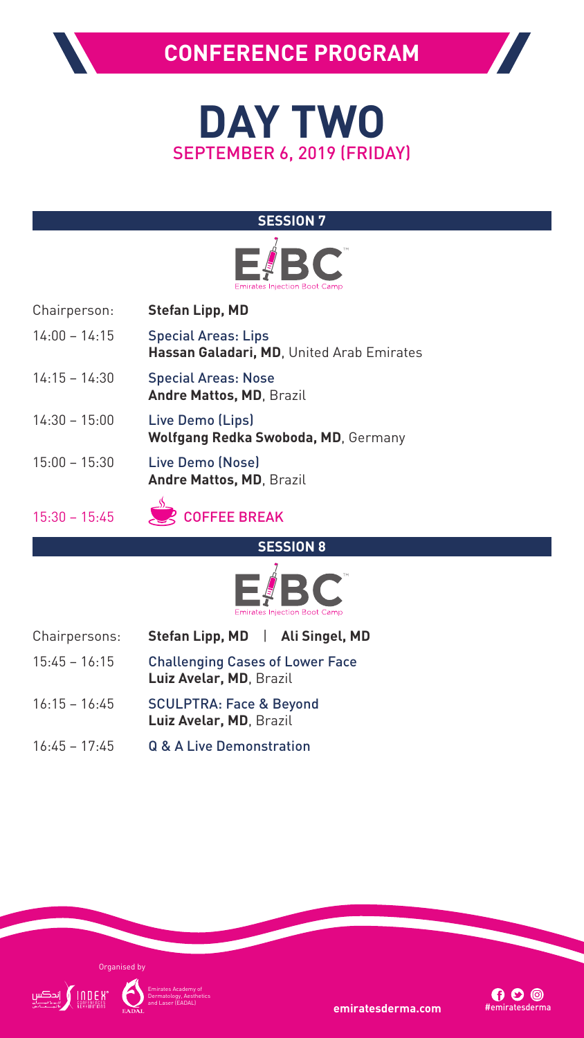# CONFERENCE PROGRAM

## DAY TWO

SEPTEMBER 6, 2019 (FRIDAY)

### SESSION 7

Emirates Injection Boot Camp

| | |
|---|---|
| Chairperson: | **Stefan Lipp, MD** |
| 14:00 – 14:15 | Special Areas: Lips<br>**Hassan Galadari, MD**, United Arab Emirates |
| 14:15 – 14:30 | Special Areas: Nose<br>**Andre Mattos, MD**, Brazil |
| 14:30 – 15:00 | Live Demo (Lips)<br>**Wolfgang Redka Swoboda, MD**, Germany |
| 15:00 – 15:30 | Live Demo (Nose)<br>**Andre Mattos, MD**, Brazil |
| 15:30 – 15:45 | COFFEE BREAK |

### SESSION 8

Emirates Injection Boot Camp

| | |
|---|---|
| Chairpersons: | **Stefan Lipp, MD** \| **Ali Singel, MD** |
| 15:45 – 16:15 | Challenging Cases of Lower Face<br>**Luiz Avelar, MD**, Brazil |
| 16:15 – 16:45 | SCULPTRA: Face & Beyond<br>**Luiz Avelar, MD**, Brazil |
| 16:45 – 17:45 | Q & A Live Demonstration |

Organised by

INDEX CONFERENCES & EXHIBITIONS

Emirates Academy of Dermatology, Aesthetics and Laser (EADAL)

emiratesderma.com

#emiratesderma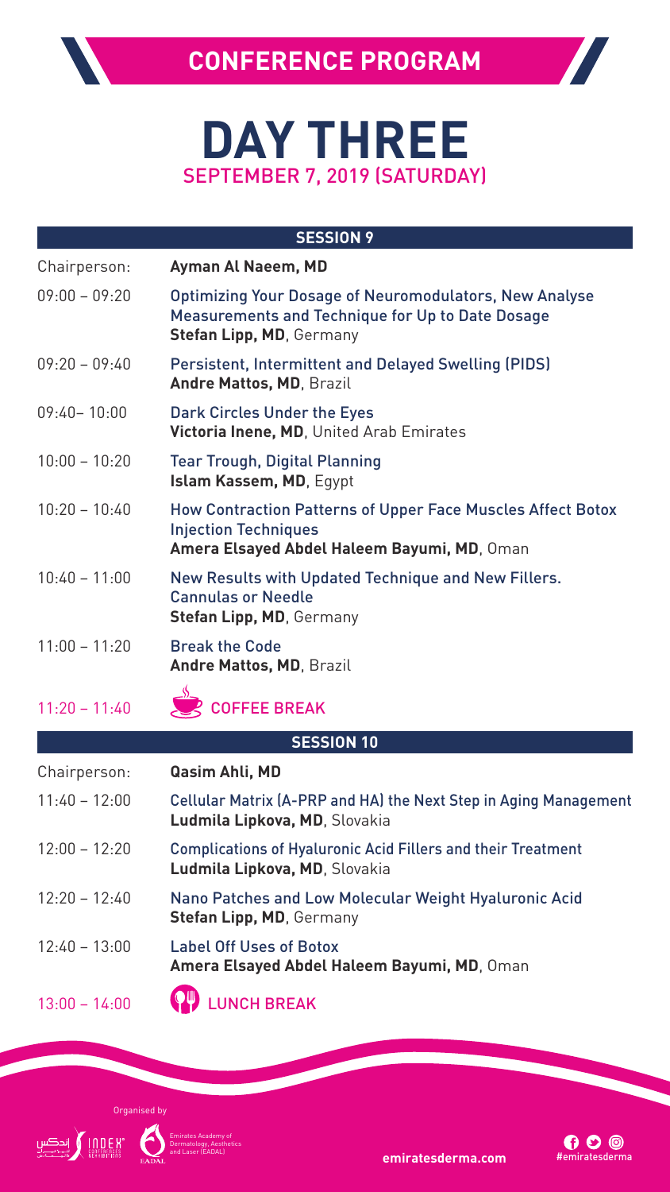# CONFERENCE PROGRAM

# DAY THREE

## SEPTEMBER 7, 2019 (SATURDAY)

| SESSION 9 | |
|---|---|
| Chairperson: | **Ayman Al Naeem, MD** |
| 09:00 – 09:20 | Optimizing Your Dosage of Neuromodulators, New Analyse Measurements and Technique for Up to Date Dosage<br>**Stefan Lipp, MD**, Germany |
| 09:20 – 09:40 | Persistent, Intermittent and Delayed Swelling (PIDS)<br>**Andre Mattos, MD**, Brazil |
| 09:40– 10:00 | Dark Circles Under the Eyes<br>**Victoria Inene, MD**, United Arab Emirates |
| 10:00 – 10:20 | Tear Trough, Digital Planning<br>**Islam Kassem, MD**, Egypt |
| 10:20 – 10:40 | How Contraction Patterns of Upper Face Muscles Affect Botox Injection Techniques<br>**Amera Elsayed Abdel Haleem Bayumi, MD**, Oman |
| 10:40 – 11:00 | New Results with Updated Technique and New Fillers. Cannulas or Needle<br>**Stefan Lipp, MD**, Germany |
| 11:00 – 11:20 | Break the Code<br>**Andre Mattos, MD**, Brazil |
| 11:20 – 11:40 | COFFEE BREAK |

| SESSION 10 | |
|---|---|
| Chairperson: | **Qasim Ahli, MD** |
| 11:40 – 12:00 | Cellular Matrix (A-PRP and HA) the Next Step in Aging Management<br>**Ludmila Lipkova, MD**, Slovakia |
| 12:00 – 12:20 | Complications of Hyaluronic Acid Fillers and their Treatment<br>**Ludmila Lipkova, MD**, Slovakia |
| 12:20 – 12:40 | Nano Patches and Low Molecular Weight Hyaluronic Acid<br>**Stefan Lipp, MD**, Germany |
| 12:40 – 13:00 | Label Off Uses of Botox<br>**Amera Elsayed Abdel Haleem Bayumi, MD**, Oman |
| 13:00 – 14:00 | LUNCH BREAK |

Organised by

INDEX Conferences & Exhibitions

Emirates Academy of Dermatology, Aesthetics and Laser (EADAL)

emiratesderma.com

#emiratesderma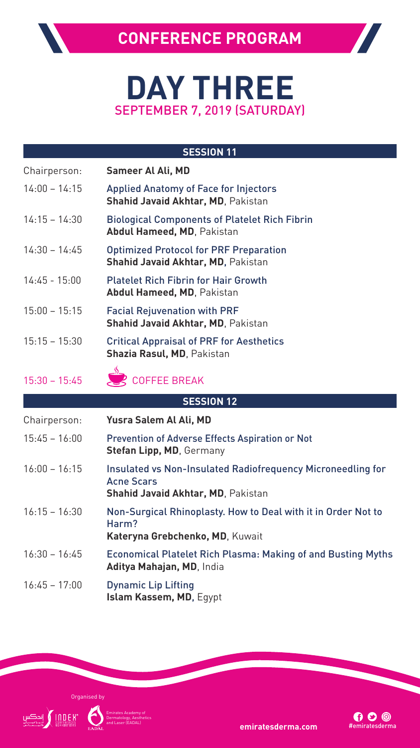CONFERENCE PROGRAM

# DAY THREE

## SEPTEMBER 7, 2019 (SATURDAY)

### SESSION 11

| | |
|---|---|
| Chairperson: | **Sameer Al Ali, MD** |
| 14:00 – 14:15 | Applied Anatomy of Face for Injectors<br>**Shahid Javaid Akhtar, MD**, Pakistan |
| 14:15 – 14:30 | Biological Components of Platelet Rich Fibrin<br>**Abdul Hameed, MD**, Pakistan |
| 14:30 – 14:45 | Optimized Protocol for PRF Preparation<br>**Shahid Javaid Akhtar, MD**, Pakistan |
| 14:45 - 15:00 | Platelet Rich Fibrin for Hair Growth<br>**Abdul Hameed, MD**, Pakistan |
| 15:00 – 15:15 | Facial Rejuvenation with PRF<br>**Shahid Javaid Akhtar, MD**, Pakistan |
| 15:15 – 15:30 | Critical Appraisal of PRF for Aesthetics<br>**Shazia Rasul, MD**, Pakistan |
| 15:30 – 15:45 | COFFEE BREAK |

### SESSION 12

| | |
|---|---|
| Chairperson: | **Yusra Salem Al Ali, MD** |
| 15:45 – 16:00 | Prevention of Adverse Effects Aspiration or Not<br>**Stefan Lipp, MD**, Germany |
| 16:00 – 16:15 | Insulated vs Non-Insulated Radiofrequency Microneedling for Acne Scars<br>**Shahid Javaid Akhtar, MD**, Pakistan |
| 16:15 – 16:30 | Non-Surgical Rhinoplasty. How to Deal with it in Order Not to Harm?<br>**Kateryna Grebchenko, MD**, Kuwait |
| 16:30 – 16:45 | Economical Platelet Rich Plasma: Making of and Busting Myths<br>**Aditya Mahajan, MD**, India |
| 16:45 – 17:00 | Dynamic Lip Lifting<br>**Islam Kassem, MD**, Egypt |

Organised by

إندكس INDEX CONFERENCES & EXHIBITIONS

Emirates Academy of Dermatology, Aesthetics and Laser (EADAL)

emiratesderma.com

#emiratesderma